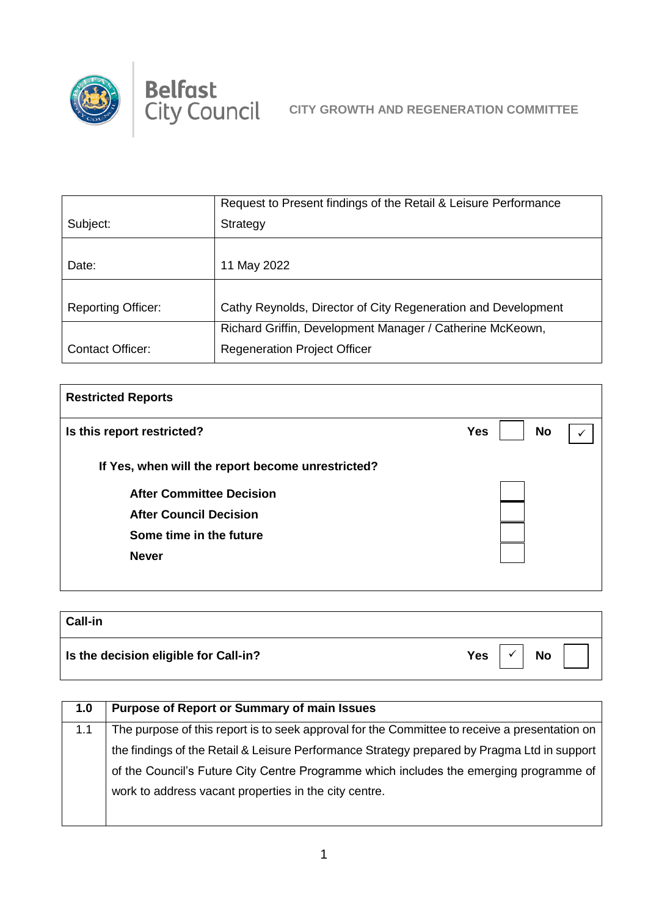Belfast City Council

**CITY GROWTH AND REGENERATION COMMITTEE**

| | |
|---|---|
| Subject: | Request to Present findings of the Retail & Leisure Performance Strategy |
| Date: | 11 May 2022 |
| Reporting Officer: | Cathy Reynolds, Director of City Regeneration and Development |
| Contact Officer: | Richard Griffin, Development Manager / Catherine McKeown, Regeneration Project Officer |

| **Restricted Reports** | | | | |
|---|---|---|---|---|
| **Is this report restricted?** | **Yes** | | **No** | ✓ |
| **If Yes, when will the report become unrestricted?** | | | | |
| **After Committee Decision** | | | | |
| **After Council Decision** | | | | |
| **Some time in the future** | | | | |
| **Never** | | | | |

| **Call-in** | | | | |
|---|---|---|---|---|
| **Is the decision eligible for Call-in?** | **Yes** | ✓ | **No** | |

| **1.0** | **Purpose of Report or Summary of main Issues** |
|---|---|
| 1.1 | The purpose of this report is to seek approval for the Committee to receive a presentation on the findings of the Retail & Leisure Performance Strategy prepared by Pragma Ltd in support of the Council's Future City Centre Programme which includes the emerging programme of work to address vacant properties in the city centre. |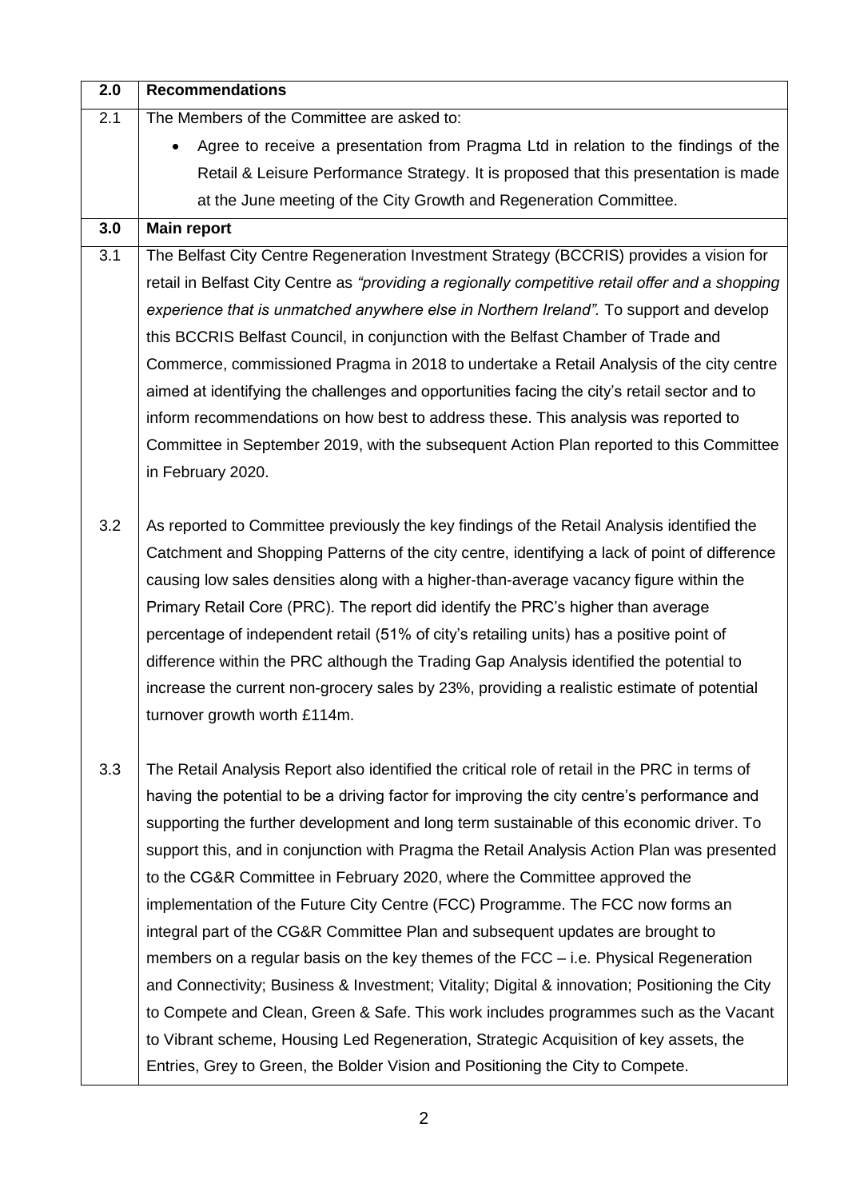| 2.0 | **Recommendations** |
|---|---|
| 2.1 | The Members of the Committee are asked to:<br>• Agree to receive a presentation from Pragma Ltd in relation to the findings of the Retail & Leisure Performance Strategy. It is proposed that this presentation is made at the June meeting of the City Growth and Regeneration Committee. |
| **3.0** | **Main report** |
| 3.1 | The Belfast City Centre Regeneration Investment Strategy (BCCRIS) provides a vision for retail in Belfast City Centre as *"providing a regionally competitive retail offer and a shopping experience that is unmatched anywhere else in Northern Ireland".* To support and develop this BCCRIS Belfast Council, in conjunction with the Belfast Chamber of Trade and Commerce, commissioned Pragma in 2018 to undertake a Retail Analysis of the city centre aimed at identifying the challenges and opportunities facing the city's retail sector and to inform recommendations on how best to address these. This analysis was reported to Committee in September 2019, with the subsequent Action Plan reported to this Committee in February 2020. |
| 3.2 | As reported to Committee previously the key findings of the Retail Analysis identified the Catchment and Shopping Patterns of the city centre, identifying a lack of point of difference causing low sales densities along with a higher-than-average vacancy figure within the Primary Retail Core (PRC). The report did identify the PRC's higher than average percentage of independent retail (51% of city's retailing units) has a positive point of difference within the PRC although the Trading Gap Analysis identified the potential to increase the current non-grocery sales by 23%, providing a realistic estimate of potential turnover growth worth £114m. |
| 3.3 | The Retail Analysis Report also identified the critical role of retail in the PRC in terms of having the potential to be a driving factor for improving the city centre's performance and supporting the further development and long term sustainable of this economic driver. To support this, and in conjunction with Pragma the Retail Analysis Action Plan was presented to the CG&R Committee in February 2020, where the Committee approved the implementation of the Future City Centre (FCC) Programme. The FCC now forms an integral part of the CG&R Committee Plan and subsequent updates are brought to members on a regular basis on the key themes of the FCC – i.e. Physical Regeneration and Connectivity; Business & Investment; Vitality; Digital & innovation; Positioning the City to Compete and Clean, Green & Safe. This work includes programmes such as the Vacant to Vibrant scheme, Housing Led Regeneration, Strategic Acquisition of key assets, the Entries, Grey to Green, the Bolder Vision and Positioning the City to Compete. |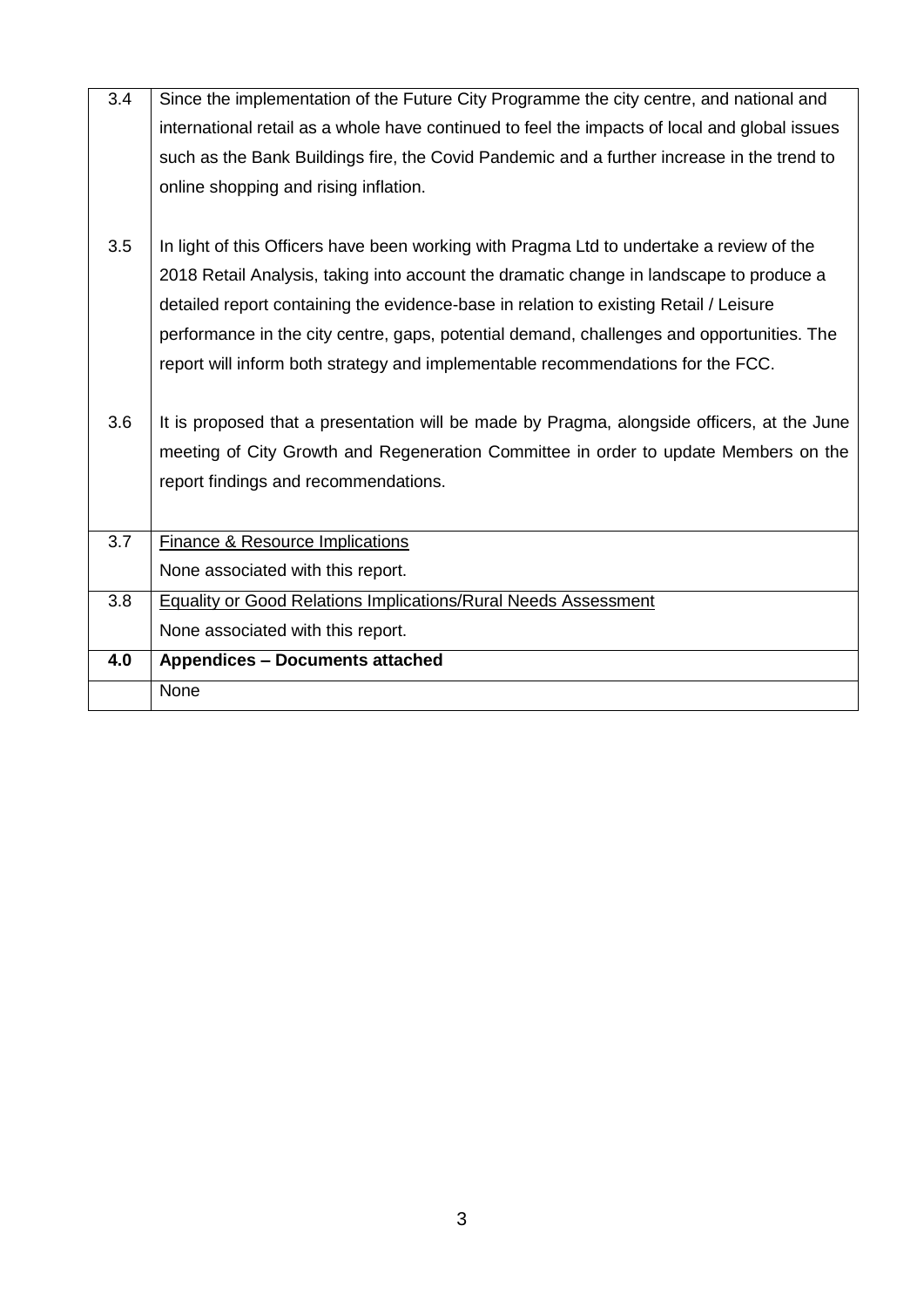| | |
|---|---|
| 3.4 | Since the implementation of the Future City Programme the city centre, and national and international retail as a whole have continued to feel the impacts of local and global issues such as the Bank Buildings fire, the Covid Pandemic and a further increase in the trend to online shopping and rising inflation. |
| 3.5 | In light of this Officers have been working with Pragma Ltd to undertake a review of the 2018 Retail Analysis, taking into account the dramatic change in landscape to produce a detailed report containing the evidence-base in relation to existing Retail / Leisure performance in the city centre, gaps, potential demand, challenges and opportunities. The report will inform both strategy and implementable recommendations for the FCC. |
| 3.6 | It is proposed that a presentation will be made by Pragma, alongside officers, at the June meeting of City Growth and Regeneration Committee in order to update Members on the report findings and recommendations. |
| 3.7 | Finance & Resource Implications<br>None associated with this report. |
| 3.8 | Equality or Good Relations Implications/Rural Needs Assessment<br>None associated with this report. |
| **4.0** | **Appendices – Documents attached** |
| | None |